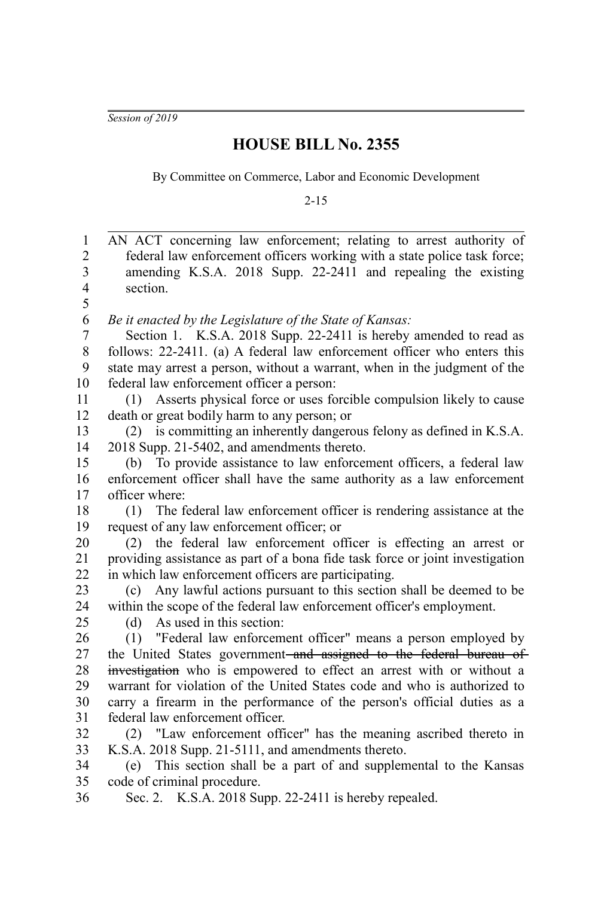*Session of 2019*

# HOUSE BILL No. 2355

By Committee on Commerce, Labor and Economic Development

2-15

AN ACT concerning law enforcement; relating to arrest authority of federal law enforcement officers working with a state police task force; amending K.S.A. 2018 Supp. 22-2411 and repealing the existing section.

*Be it enacted by the Legislature of the State of Kansas:*

Section 1. K.S.A. 2018 Supp. 22-2411 is hereby amended to read as follows: 22-2411. (a) A federal law enforcement officer who enters this state may arrest a person, without a warrant, when in the judgment of the federal law enforcement officer a person:

(1) Asserts physical force or uses forcible compulsion likely to cause death or great bodily harm to any person; or

(2) is committing an inherently dangerous felony as defined in K.S.A. 2018 Supp. 21-5402, and amendments thereto.

(b) To provide assistance to law enforcement officers, a federal law enforcement officer shall have the same authority as a law enforcement officer where:

(1) The federal law enforcement officer is rendering assistance at the request of any law enforcement officer; or

(2) the federal law enforcement officer is effecting an arrest or providing assistance as part of a bona fide task force or joint investigation in which law enforcement officers are participating.

(c) Any lawful actions pursuant to this section shall be deemed to be within the scope of the federal law enforcement officer's employment.

(d) As used in this section:

(1) "Federal law enforcement officer" means a person employed by the United States government ~~and assigned to the federal bureau of investigation~~ who is empowered to effect an arrest with or without a warrant for violation of the United States code and who is authorized to carry a firearm in the performance of the person's official duties as a federal law enforcement officer.

(2) "Law enforcement officer" has the meaning ascribed thereto in K.S.A. 2018 Supp. 21-5111, and amendments thereto.

(e) This section shall be a part of and supplemental to the Kansas code of criminal procedure.

Sec. 2. K.S.A. 2018 Supp. 22-2411 is hereby repealed.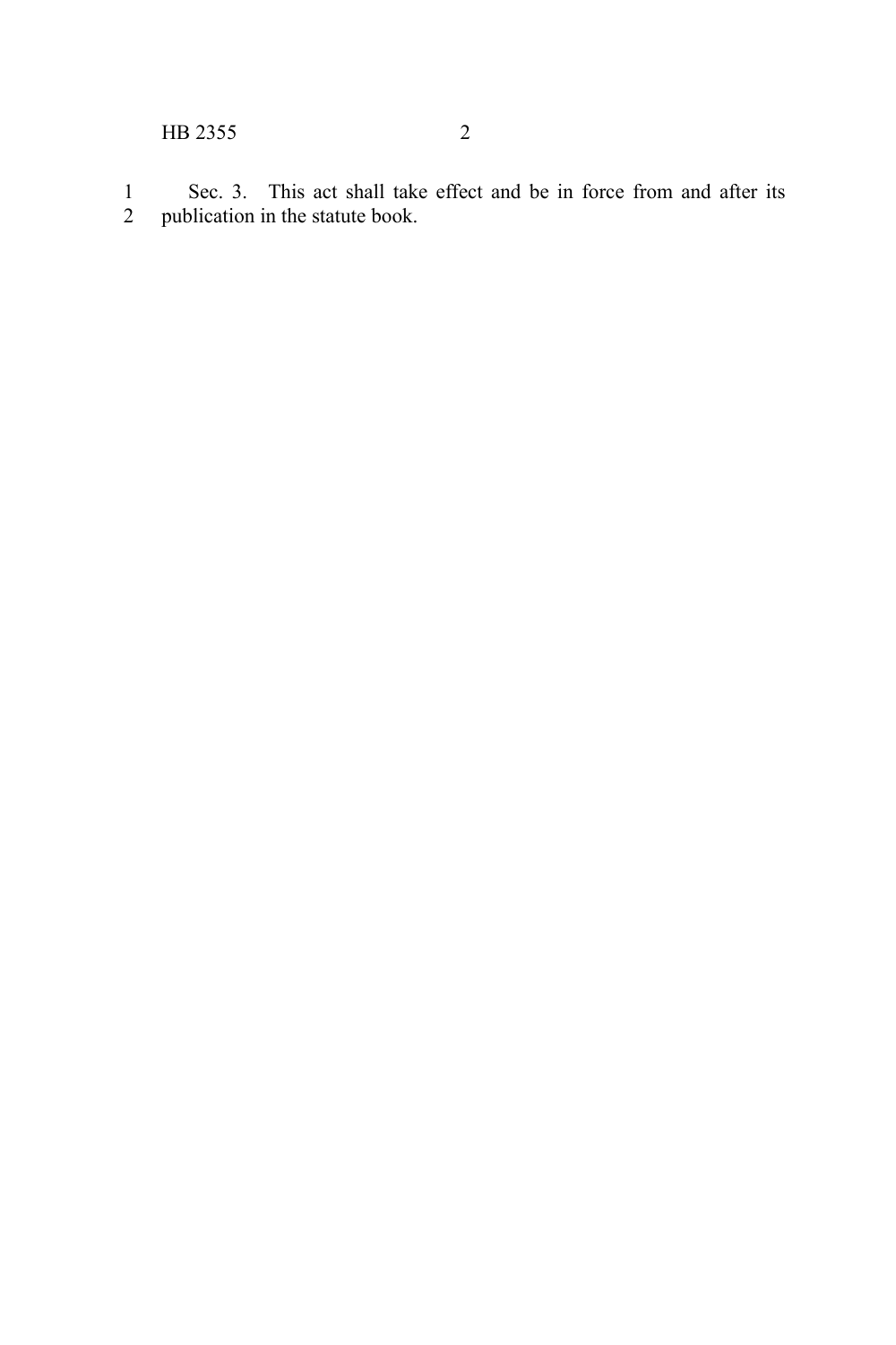Sec. 3. This act shall take effect and be in force from and after its publication in the statute book.